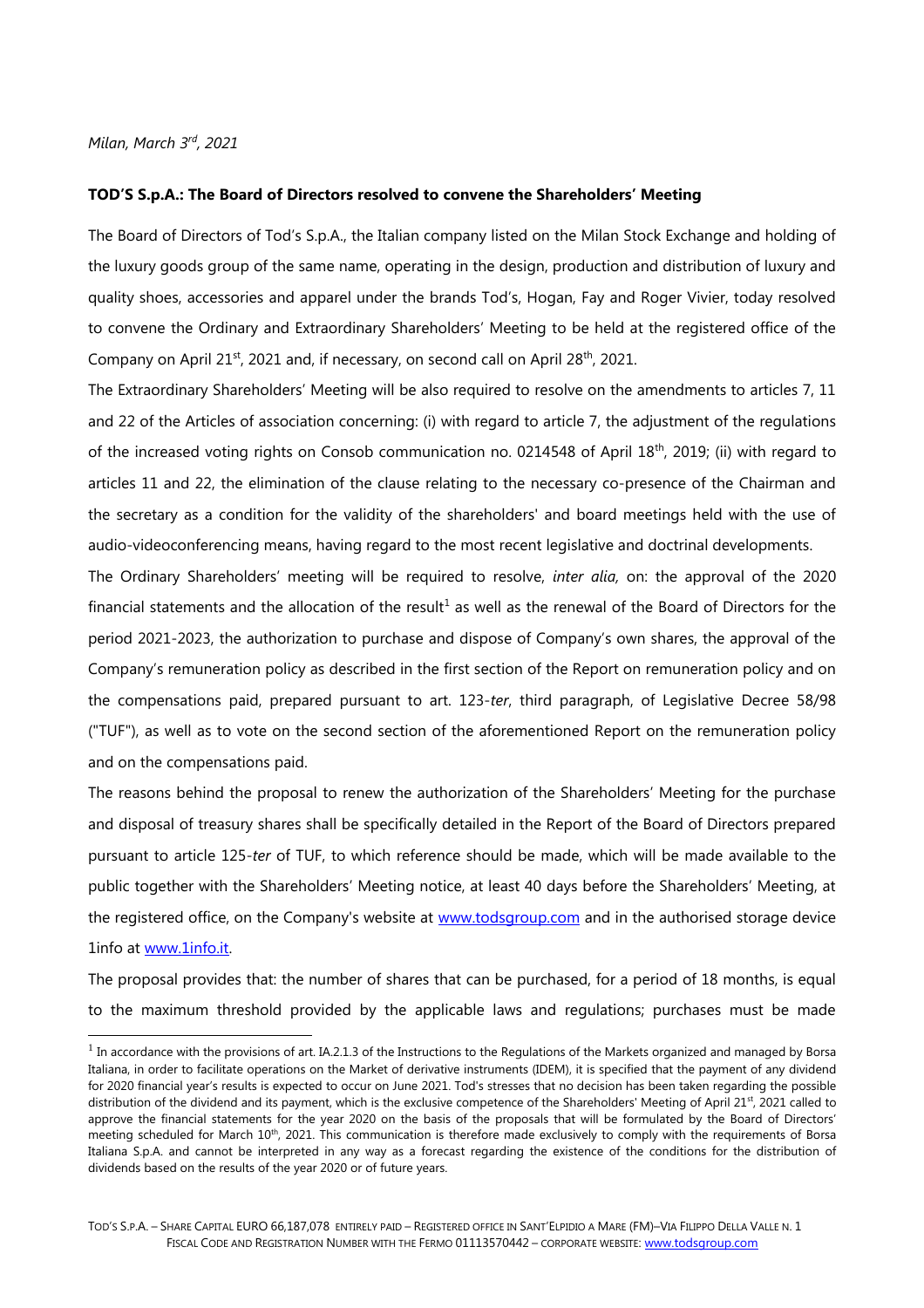*Milan, March 3rd, 2021*

**TOD'S S.p.A.: The Board of Directors resolved to convene the Shareholders' Meeting**

The Board of Directors of Tod's S.p.A., the Italian company listed on the Milan Stock Exchange and holding of the luxury goods group of the same name, operating in the design, production and distribution of luxury and quality shoes, accessories and apparel under the brands Tod's, Hogan, Fay and Roger Vivier, today resolved to convene the Ordinary and Extraordinary Shareholders' Meeting to be held at the registered office of the Company on April 21st, 2021 and, if necessary, on second call on April 28th, 2021.

The Extraordinary Shareholders' Meeting will be also required to resolve on the amendments to articles 7, 11 and 22 of the Articles of association concerning: (i) with regard to article 7, the adjustment of the regulations of the increased voting rights on Consob communication no. 0214548 of April 18th, 2019; (ii) with regard to articles 11 and 22, the elimination of the clause relating to the necessary co-presence of the Chairman and the secretary as a condition for the validity of the shareholders' and board meetings held with the use of audio-videoconferencing means, having regard to the most recent legislative and doctrinal developments.

The Ordinary Shareholders' meeting will be required to resolve, *inter alia,* on: the approval of the 2020 financial statements and the allocation of the result[1] as well as the renewal of the Board of Directors for the period 2021-2023, the authorization to purchase and dispose of Company's own shares, the approval of the Company's remuneration policy as described in the first section of the Report on remuneration policy and on the compensations paid, prepared pursuant to art. 123-*ter*, third paragraph, of Legislative Decree 58/98 ("TUF"), as well as to vote on the second section of the aforementioned Report on the remuneration policy and on the compensations paid.

The reasons behind the proposal to renew the authorization of the Shareholders' Meeting for the purchase and disposal of treasury shares shall be specifically detailed in the Report of the Board of Directors prepared pursuant to article 125-*ter* of TUF, to which reference should be made, which will be made available to the public together with the Shareholders' Meeting notice, at least 40 days before the Shareholders' Meeting, at the registered office, on the Company's website at www.todsgroup.com and in the authorised storage device 1info at www.1info.it.

The proposal provides that: the number of shares that can be purchased, for a period of 18 months, is equal to the maximum threshold provided by the applicable laws and regulations; purchases must be made

[1] In accordance with the provisions of art. IA.2.1.3 of the Instructions to the Regulations of the Markets organized and managed by Borsa Italiana, in order to facilitate operations on the Market of derivative instruments (IDEM), it is specified that the payment of any dividend for 2020 financial year's results is expected to occur on June 2021. Tod's stresses that no decision has been taken regarding the possible distribution of the dividend and its payment, which is the exclusive competence of the Shareholders' Meeting of April 21st, 2021 called to approve the financial statements for the year 2020 on the basis of the proposals that will be formulated by the Board of Directors' meeting scheduled for March 10th, 2021. This communication is therefore made exclusively to comply with the requirements of Borsa Italiana S.p.A. and cannot be interpreted in any way as a forecast regarding the existence of the conditions for the distribution of dividends based on the results of the year 2020 or of future years.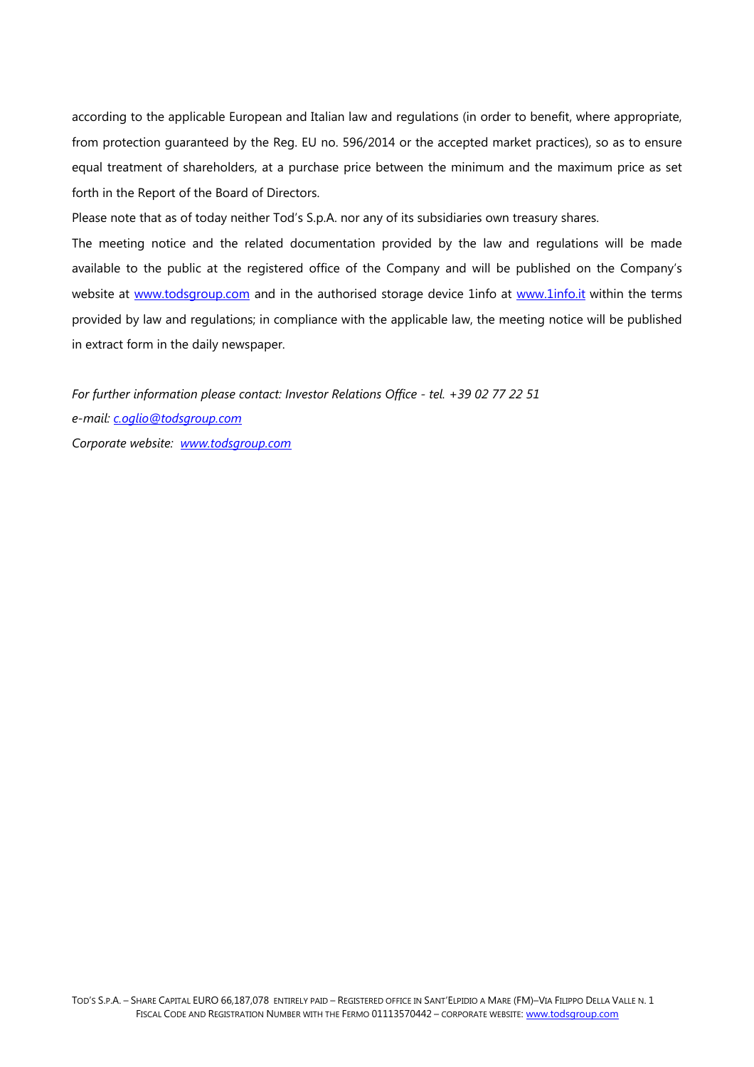according to the applicable European and Italian law and regulations (in order to benefit, where appropriate, from protection guaranteed by the Reg. EU no. 596/2014 or the accepted market practices), so as to ensure equal treatment of shareholders, at a purchase price between the minimum and the maximum price as set forth in the Report of the Board of Directors.

Please note that as of today neither Tod's S.p.A. nor any of its subsidiaries own treasury shares.

The meeting notice and the related documentation provided by the law and regulations will be made available to the public at the registered office of the Company and will be published on the Company's website at www.todsgroup.com and in the authorised storage device 1info at www.1info.it within the terms provided by law and regulations; in compliance with the applicable law, the meeting notice will be published in extract form in the daily newspaper.

*For further information please contact: Investor Relations Office - tel. +39 02 77 22 51*
*e-mail: c.oglio@todsgroup.com*
*Corporate website: www.todsgroup.com*

TOD'S S.P.A. – SHARE CAPITAL EURO 66,187,078 ENTIRELY PAID – REGISTERED OFFICE IN SANT'ELPIDIO A MARE (FM)–VIA FILIPPO DELLA VALLE N. 1
FISCAL CODE AND REGISTRATION NUMBER WITH THE FERMO 01113570442 – CORPORATE WEBSITE: www.todsgroup.com